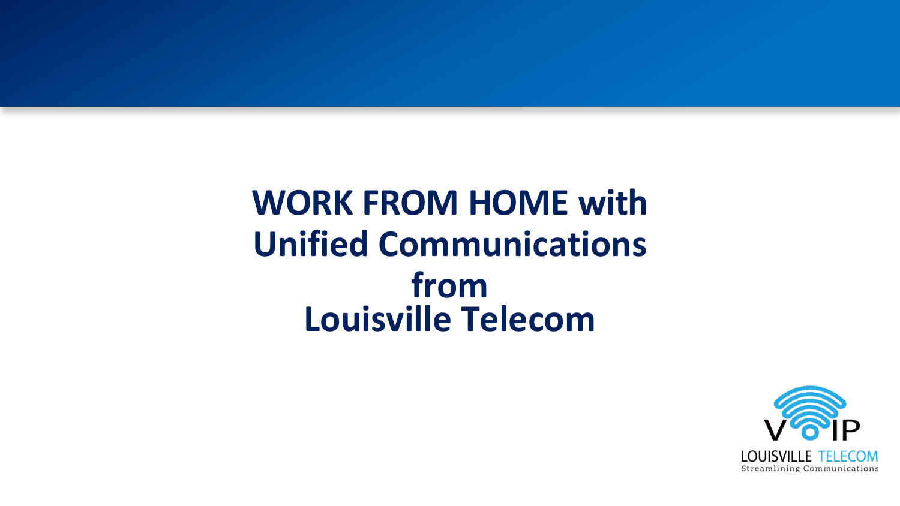# WORK FROM HOME with Unified Communications from Louisville Telecom

VOIP

LOUISVILLE TELECOM

Streamlining Communications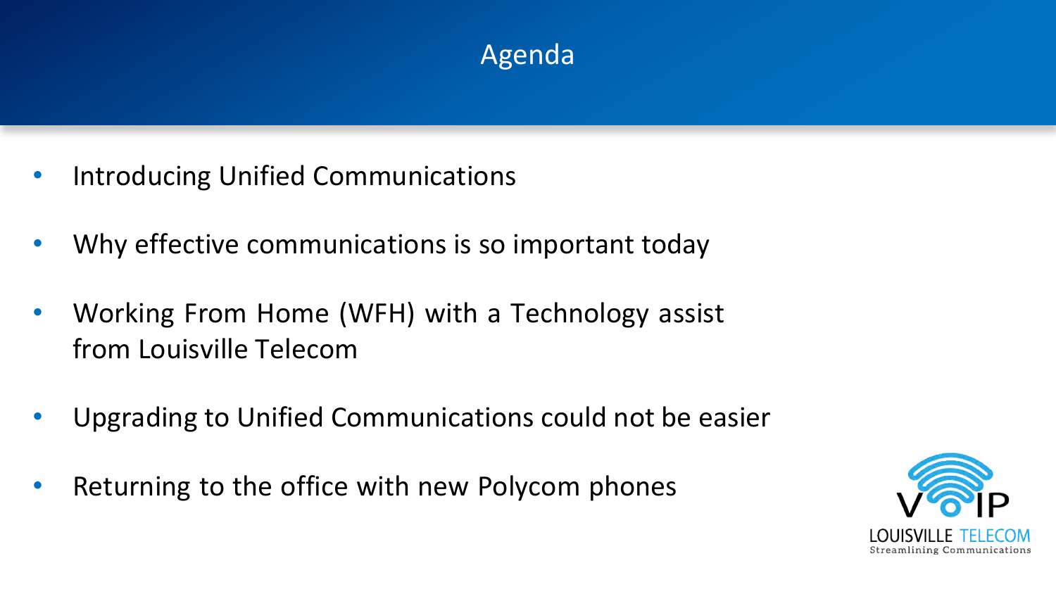# Agenda

- Introducing Unified Communications
- Why effective communications is so important today
- Working From Home (WFH) with a Technology assist from Louisville Telecom
- Upgrading to Unified Communications could not be easier
- Returning to the office with new Polycom phones

VOIP
LOUISVILLE TELECOM
Streamlining Communications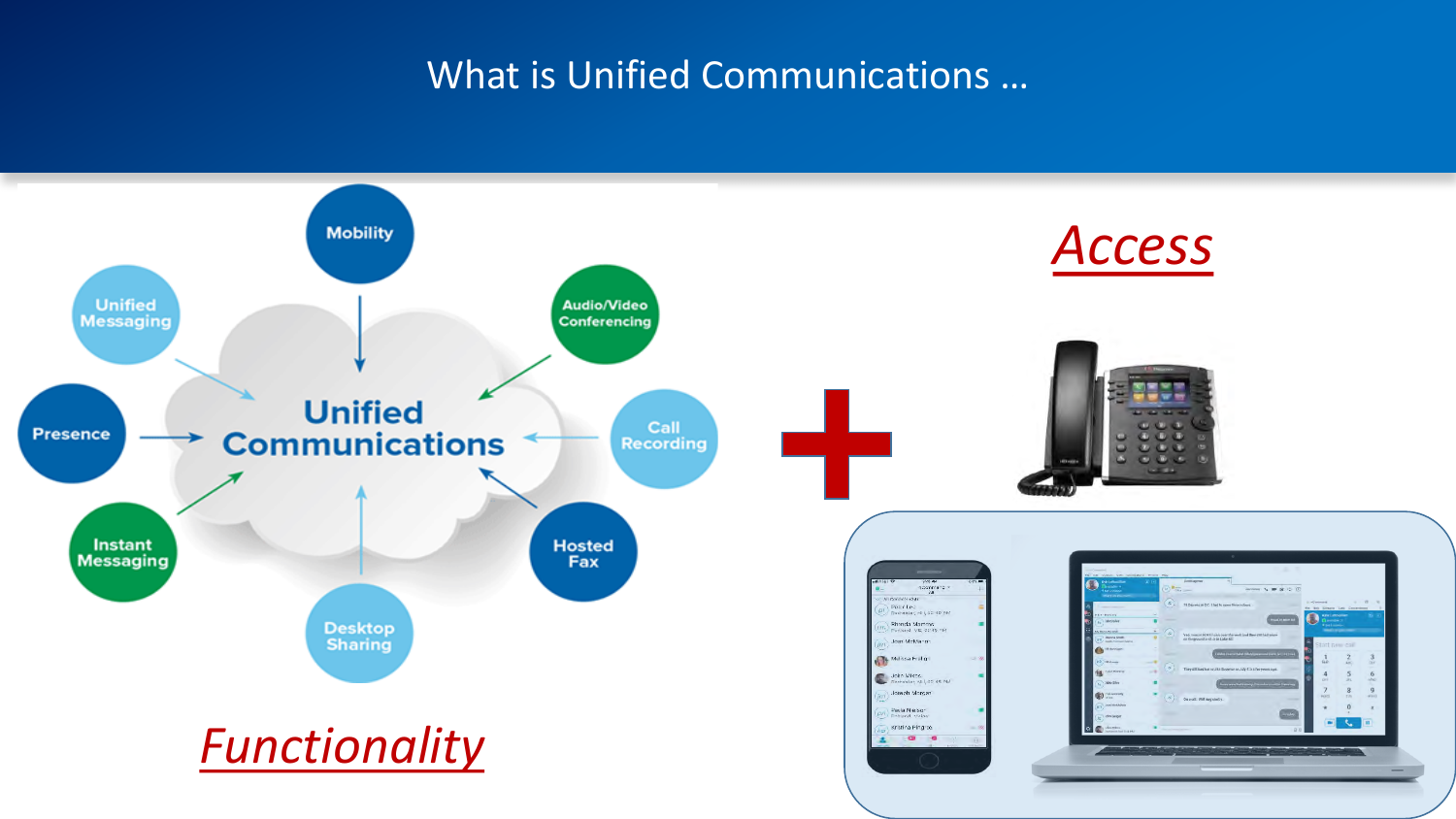# What is Unified Communications …

Unified Communications

- Mobility
- Audio/Video Conferencing
- Call Recording
- Hosted Fax
- Desktop Sharing
- Instant Messaging
- Presence
- Unified Messaging

*Functionality*

+

*Access*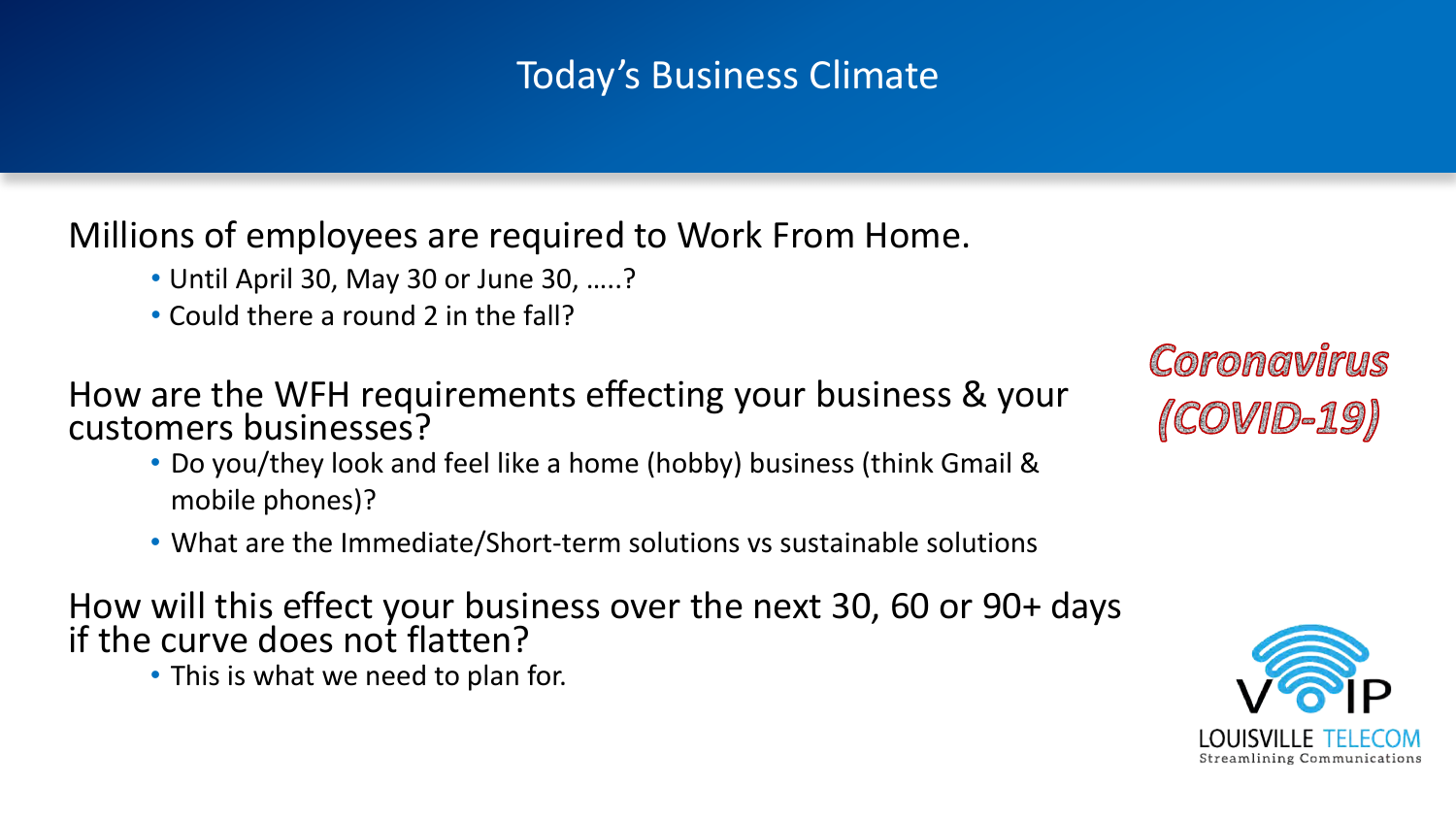# Today's Business Climate

Millions of employees are required to Work From Home.

- Until April 30, May 30 or June 30, …..?
- Could there a round 2 in the fall?

How are the WFH requirements effecting your business & your customers businesses?

- Do you/they look and feel like a home (hobby) business (think Gmail & mobile phones)?
- What are the Immediate/Short-term solutions vs sustainable solutions

How will this effect your business over the next 30, 60 or 90+ days if the curve does not flatten?

- This is what we need to plan for.

*Coronavirus (COVID-19)*

VOIP
LOUISVILLE TELECOM
Streamlining Communications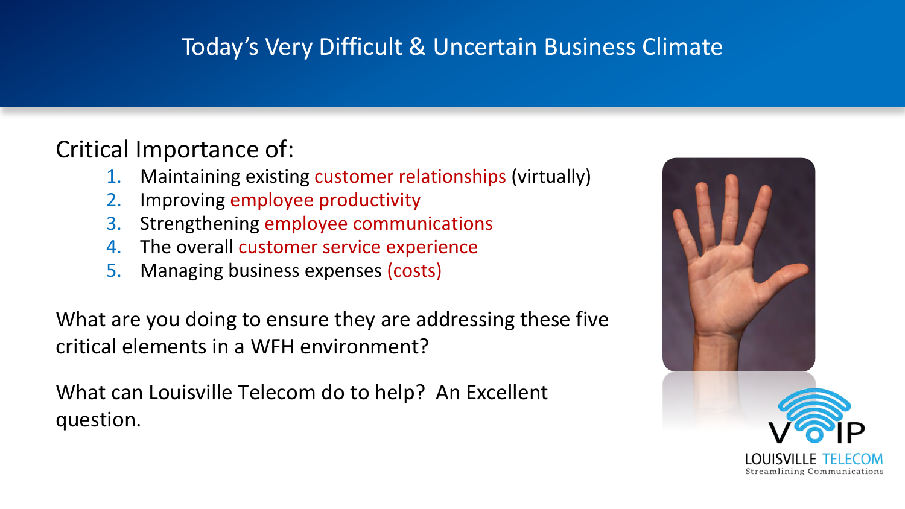# Today's Very Difficult & Uncertain Business Climate

Critical Importance of:

1. Maintaining existing customer relationships (virtually)
2. Improving employee productivity
3. Strengthening employee communications
4. The overall customer service experience
5. Managing business expenses (costs)

What are you doing to ensure they are addressing these five critical elements in a WFH environment?

What can Louisville Telecom do to help? An Excellent question.

VoIP
LOUISVILLE TELECOM
Streamlining Communications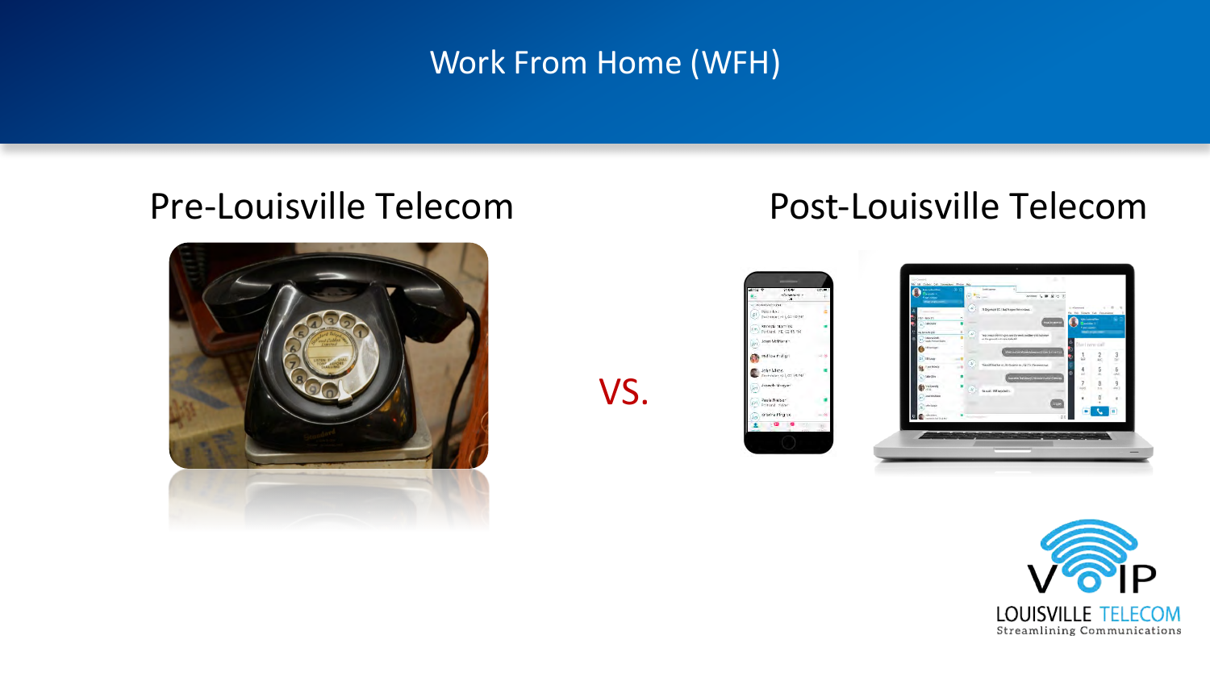# Work From Home (WFH)

## Pre-Louisville Telecom

VS.

## Post-Louisville Telecom

VOIP

LOUISVILLE TELECOM

Streamlining Communications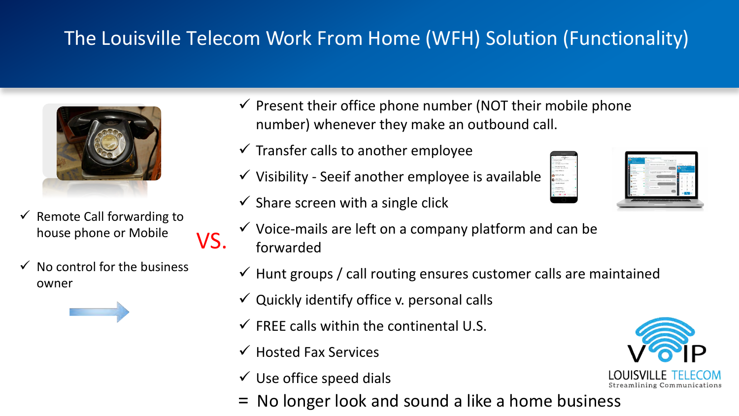# The Louisville Telecom Work From Home (WFH) Solution (Functionality)

- ✓ Remote Call forwarding to house phone or Mobile
- ✓ No control for the business owner

VS.

- ✓ Present their office phone number (NOT their mobile phone number) whenever they make an outbound call.
- ✓ Transfer calls to another employee
- ✓ Visibility - Seeif another employee is available
- ✓ Share screen with a single click
- ✓ Voice-mails are left on a company platform and can be forwarded
- ✓ Hunt groups / call routing ensures customer calls are maintained
- ✓ Quickly identify office v. personal calls
- ✓ FREE calls within the continental U.S.
- ✓ Hosted Fax Services
- ✓ Use office speed dials

= No longer look and sound a like a home business

VOIP
LOUISVILLE TELECOM
Streamlining Communications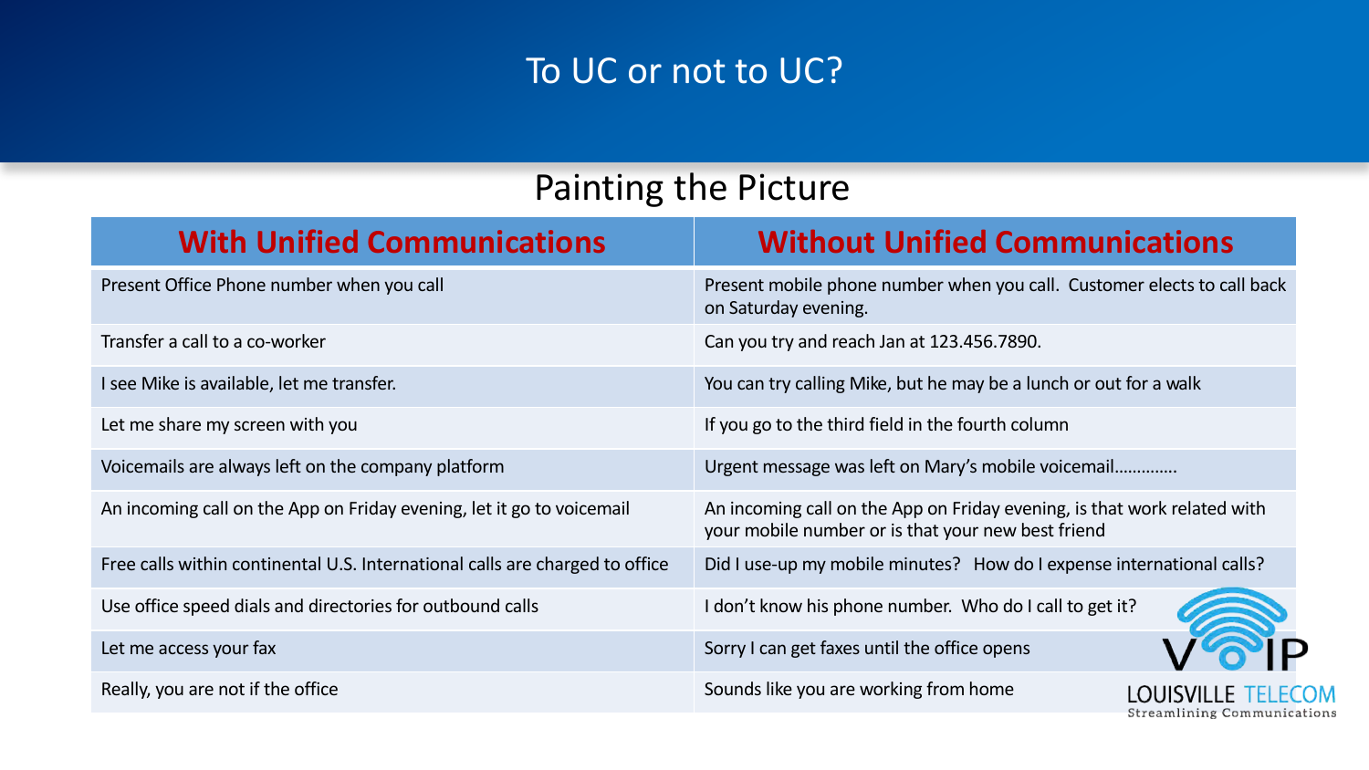# To UC or not to UC?

## Painting the Picture

| With Unified Communications | Without Unified Communications |
| --- | --- |
| Present Office Phone number when you call | Present mobile phone number when you call. Customer elects to call back on Saturday evening. |
| Transfer a call to a co-worker | Can you try and reach Jan at 123.456.7890. |
| I see Mike is available, let me transfer. | You can try calling Mike, but he may be a lunch or out for a walk |
| Let me share my screen with you | If you go to the third field in the fourth column |
| Voicemails are always left on the company platform | Urgent message was left on Mary's mobile voicemail…………. |
| An incoming call on the App on Friday evening, let it go to voicemail | An incoming call on the App on Friday evening, is that work related with your mobile number or is that your new best friend |
| Free calls within continental U.S. International calls are charged to office | Did I use-up my mobile minutes? How do I expense international calls? |
| Use office speed dials and directories for outbound calls | I don't know his phone number. Who do I call to get it? |
| Let me access your fax | Sorry I can get faxes until the office opens |
| Really, you are not if the office | Sounds like you are working from home |

VOIP LOUISVILLE TELECOM
Streamlining Communications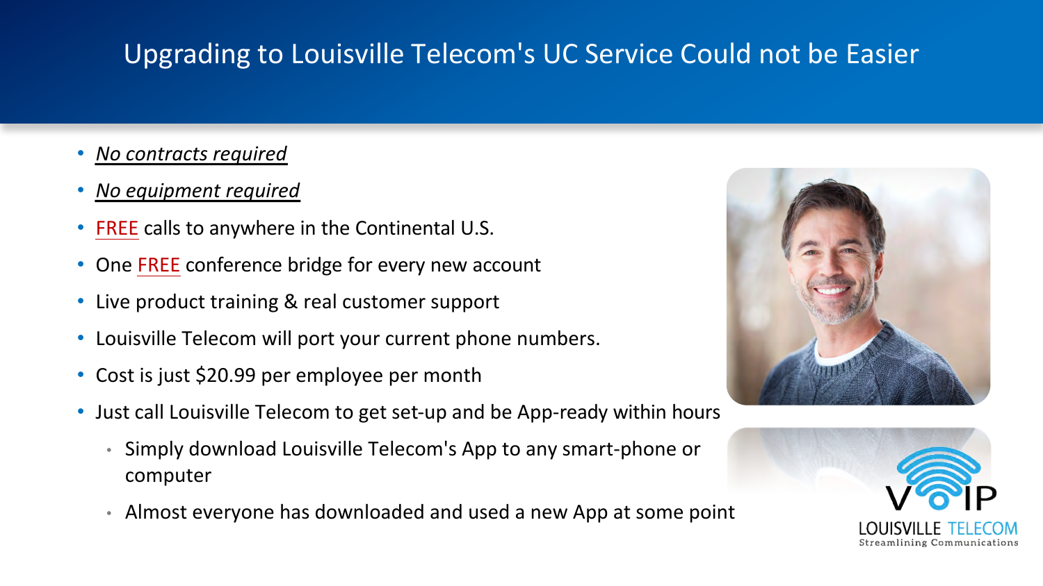# Upgrading to Louisville Telecom's UC Service Could not be Easier

- *No contracts required*
- *No equipment required*
- FREE calls to anywhere in the Continental U.S.
- One FREE conference bridge for every new account
- Live product training & real customer support
- Louisville Telecom will port your current phone numbers.
- Cost is just $20.99 per employee per month
- Just call Louisville Telecom to get set-up and be App-ready within hours
  - Simply download Louisville Telecom's App to any smart-phone or computer
  - Almost everyone has downloaded and used a new App at some point

VOIP
LOUISVILLE TELECOM
Streamlining Communications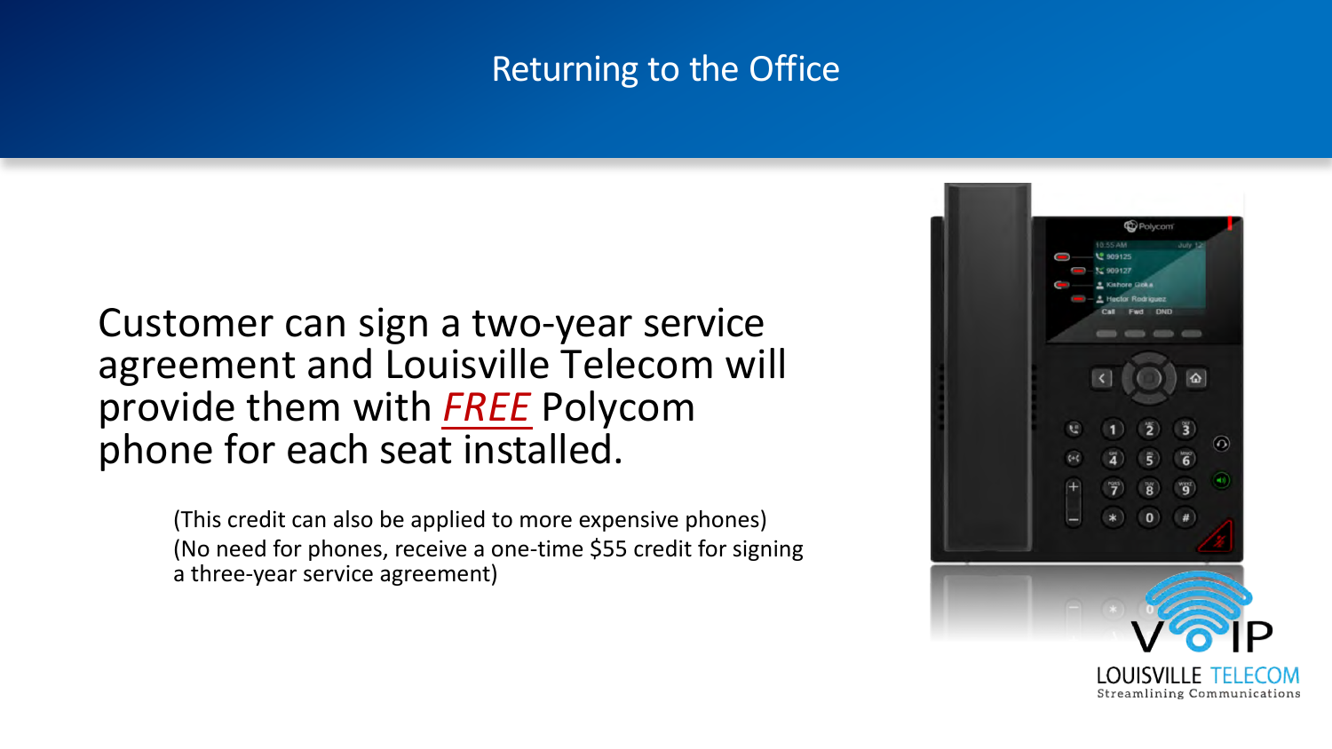# Returning to the Office

Customer can sign a two-year service agreement and Louisville Telecom will provide them with ***FREE*** Polycom phone for each seat installed.

(This credit can also be applied to more expensive phones)
(No need for phones, receive a one-time $55 credit for signing a three-year service agreement)